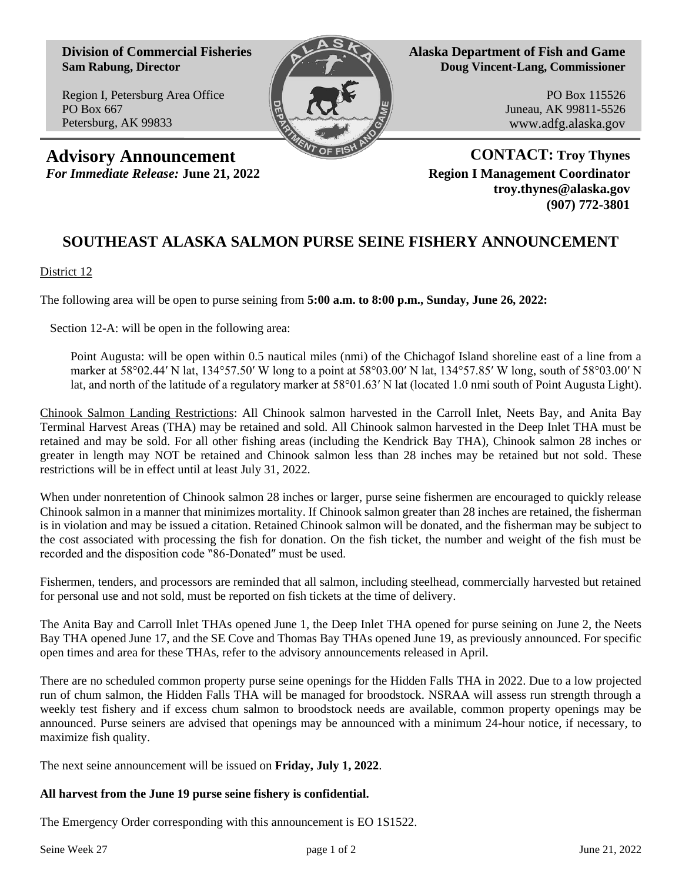**Division of Commercial Fisheries**
**Sam Rabung, Director**

Region I, Petersburg Area Office
PO Box 667
Petersburg, AK 99833

**Alaska Department of Fish and Game**
**Doug Vincent-Lang, Commissioner**

PO Box 115526
Juneau, AK 99811-5526
www.adfg.alaska.gov

# Advisory Announcement

*For Immediate Release:* **June 21, 2022**

**CONTACT: Troy Thynes**
**Region I Management Coordinator**
**troy.thynes@alaska.gov**
**(907) 772-3801**

## SOUTHEAST ALASKA SALMON PURSE SEINE FISHERY ANNOUNCEMENT

District 12

The following area will be open to purse seining from **5:00 a.m. to 8:00 p.m., Sunday, June 26, 2022:**

Section 12-A: will be open in the following area:

Point Augusta: will be open within 0.5 nautical miles (nmi) of the Chichagof Island shoreline east of a line from a marker at 58°02.44′ N lat, 134°57.50′ W long to a point at 58°03.00′ N lat, 134°57.85′ W long, south of 58°03.00′ N lat, and north of the latitude of a regulatory marker at 58°01.63′ N lat (located 1.0 nmi south of Point Augusta Light).

Chinook Salmon Landing Restrictions: All Chinook salmon harvested in the Carroll Inlet, Neets Bay, and Anita Bay Terminal Harvest Areas (THA) may be retained and sold. All Chinook salmon harvested in the Deep Inlet THA must be retained and may be sold. For all other fishing areas (including the Kendrick Bay THA), Chinook salmon 28 inches or greater in length may NOT be retained and Chinook salmon less than 28 inches may be retained but not sold. These restrictions will be in effect until at least July 31, 2022.

When under nonretention of Chinook salmon 28 inches or larger, purse seine fishermen are encouraged to quickly release Chinook salmon in a manner that minimizes mortality. If Chinook salmon greater than 28 inches are retained, the fisherman is in violation and may be issued a citation. Retained Chinook salmon will be donated, and the fisherman may be subject to the cost associated with processing the fish for donation. On the fish ticket, the number and weight of the fish must be recorded and the disposition code "86-Donated" must be used.

Fishermen, tenders, and processors are reminded that all salmon, including steelhead, commercially harvested but retained for personal use and not sold, must be reported on fish tickets at the time of delivery.

The Anita Bay and Carroll Inlet THAs opened June 1, the Deep Inlet THA opened for purse seining on June 2, the Neets Bay THA opened June 17, and the SE Cove and Thomas Bay THAs opened June 19, as previously announced. For specific open times and area for these THAs, refer to the advisory announcements released in April.

There are no scheduled common property purse seine openings for the Hidden Falls THA in 2022. Due to a low projected run of chum salmon, the Hidden Falls THA will be managed for broodstock. NSRAA will assess run strength through a weekly test fishery and if excess chum salmon to broodstock needs are available, common property openings may be announced. Purse seiners are advised that openings may be announced with a minimum 24-hour notice, if necessary, to maximize fish quality.

The next seine announcement will be issued on **Friday, July 1, 2022**.

**All harvest from the June 19 purse seine fishery is confidential.**

The Emergency Order corresponding with this announcement is EO 1S1522.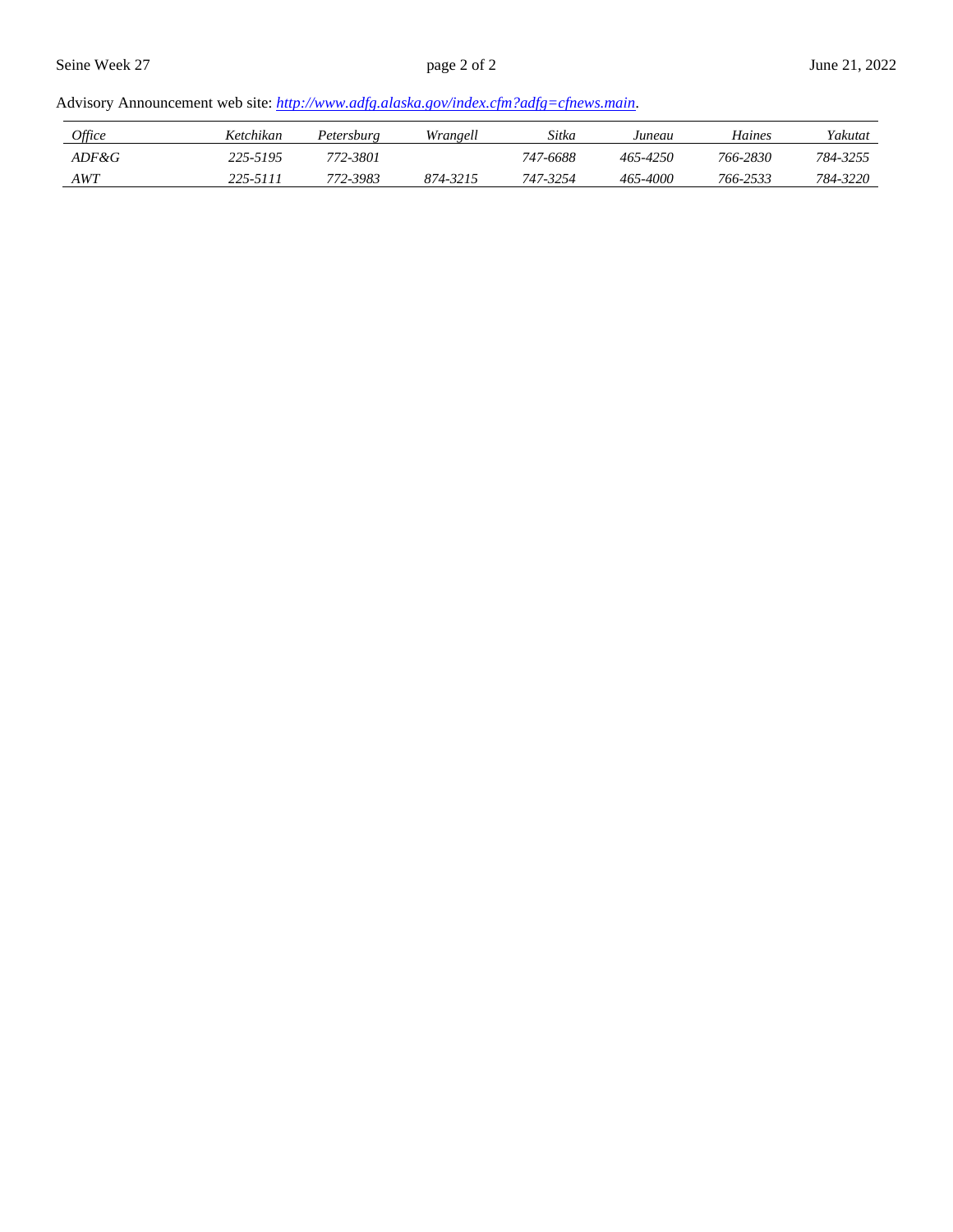Advisory Announcement web site: *[http://www.adfg.alaska.gov/index.cfm?adfg=cfnews.main](http://www.adfg.alaska.gov/index.cfm?adfg=cfnews.main)*.

| *Office* | *Ketchikan* | *Petersburg* | *Wrangell* | *Sitka* | *Juneau* | *Haines* | *Yakutat* |
|---|---|---|---|---|---|---|---|
| *ADF&G* | *225-5195* | *772-3801* | | *747-6688* | *465-4250* | *766-2830* | *784-3255* |
| *AWT* | *225-5111* | *772-3983* | *874-3215* | *747-3254* | *465-4000* | *766-2533* | *784-3220* |